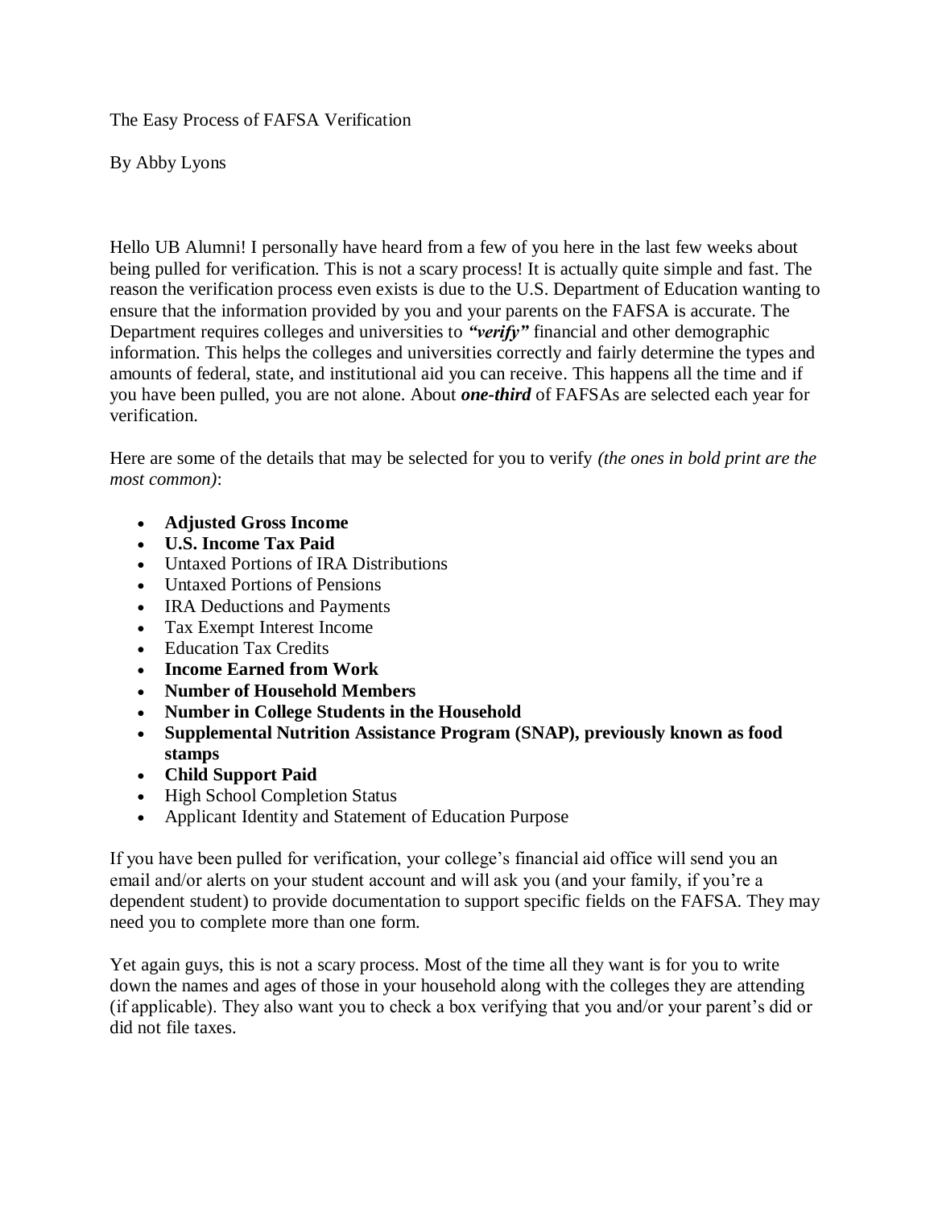# The Easy Process of FAFSA Verification

By Abby Lyons

Hello UB Alumni! I personally have heard from a few of you here in the last few weeks about being pulled for verification. This is not a scary process! It is actually quite simple and fast. The reason the verification process even exists is due to the U.S. Department of Education wanting to ensure that the information provided by you and your parents on the FAFSA is accurate. The Department requires colleges and universities to ***"verify"*** financial and other demographic information. This helps the colleges and universities correctly and fairly determine the types and amounts of federal, state, and institutional aid you can receive. This happens all the time and if you have been pulled, you are not alone. About ***one-third*** of FAFSAs are selected each year for verification.

Here are some of the details that may be selected for you to verify *(the ones in bold print are the most common)*:

- **Adjusted Gross Income**
- **U.S. Income Tax Paid**
- Untaxed Portions of IRA Distributions
- Untaxed Portions of Pensions
- IRA Deductions and Payments
- Tax Exempt Interest Income
- Education Tax Credits
- **Income Earned from Work**
- **Number of Household Members**
- **Number in College Students in the Household**
- **Supplemental Nutrition Assistance Program (SNAP), previously known as food stamps**
- **Child Support Paid**
- High School Completion Status
- Applicant Identity and Statement of Education Purpose

If you have been pulled for verification, your college's financial aid office will send you an email and/or alerts on your student account and will ask you (and your family, if you're a dependent student) to provide documentation to support specific fields on the FAFSA. They may need you to complete more than one form.

Yet again guys, this is not a scary process. Most of the time all they want is for you to write down the names and ages of those in your household along with the colleges they are attending (if applicable). They also want you to check a box verifying that you and/or your parent's did or did not file taxes.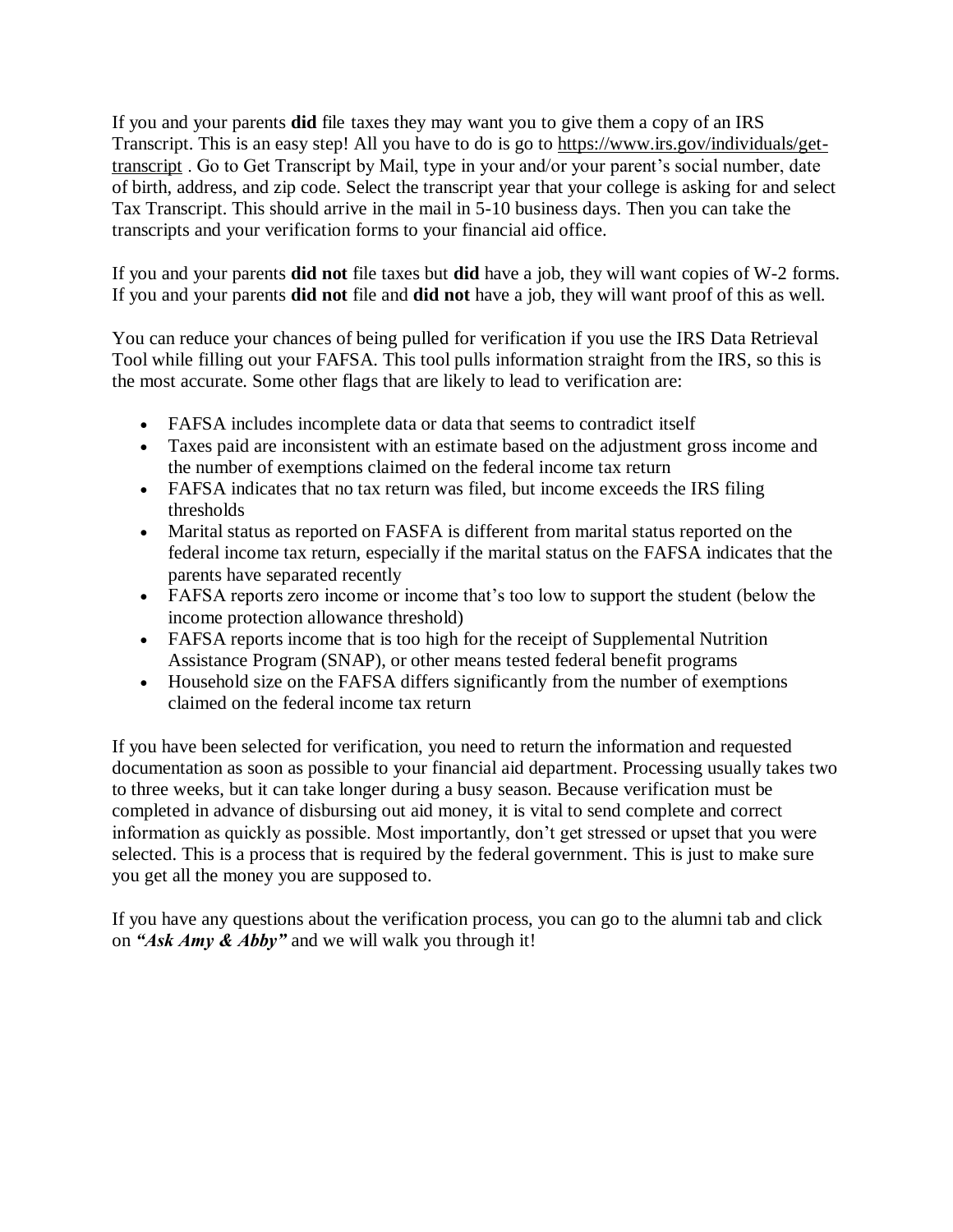If you and your parents **did** file taxes they may want you to give them a copy of an IRS Transcript. This is an easy step! All you have to do is go to https://www.irs.gov/individuals/get-transcript . Go to Get Transcript by Mail, type in your and/or your parent's social number, date of birth, address, and zip code. Select the transcript year that your college is asking for and select Tax Transcript. This should arrive in the mail in 5-10 business days. Then you can take the transcripts and your verification forms to your financial aid office.

If you and your parents **did not** file taxes but **did** have a job, they will want copies of W-2 forms. If you and your parents **did not** file and **did not** have a job, they will want proof of this as well.

You can reduce your chances of being pulled for verification if you use the IRS Data Retrieval Tool while filling out your FAFSA. This tool pulls information straight from the IRS, so this is the most accurate. Some other flags that are likely to lead to verification are:

- FAFSA includes incomplete data or data that seems to contradict itself
- Taxes paid are inconsistent with an estimate based on the adjustment gross income and the number of exemptions claimed on the federal income tax return
- FAFSA indicates that no tax return was filed, but income exceeds the IRS filing thresholds
- Marital status as reported on FASFA is different from marital status reported on the federal income tax return, especially if the marital status on the FAFSA indicates that the parents have separated recently
- FAFSA reports zero income or income that's too low to support the student (below the income protection allowance threshold)
- FAFSA reports income that is too high for the receipt of Supplemental Nutrition Assistance Program (SNAP), or other means tested federal benefit programs
- Household size on the FAFSA differs significantly from the number of exemptions claimed on the federal income tax return

If you have been selected for verification, you need to return the information and requested documentation as soon as possible to your financial aid department. Processing usually takes two to three weeks, but it can take longer during a busy season. Because verification must be completed in advance of disbursing out aid money, it is vital to send complete and correct information as quickly as possible. Most importantly, don't get stressed or upset that you were selected. This is a process that is required by the federal government. This is just to make sure you get all the money you are supposed to.

If you have any questions about the verification process, you can go to the alumni tab and click on ***"Ask Amy & Abby"*** and we will walk you through it!